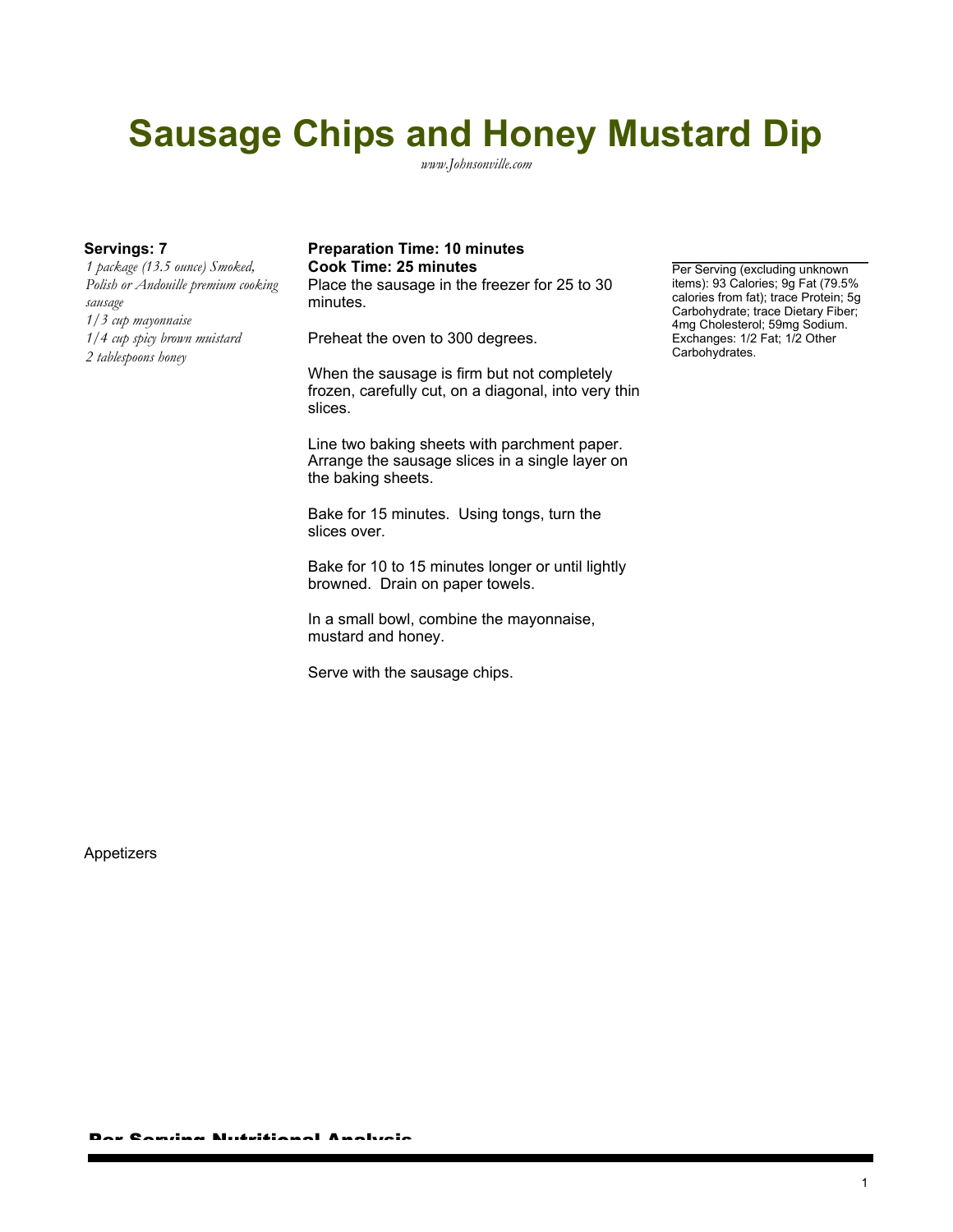# Sausage Chips and Honey Mustard Dip

*www.Johnsonville.com*

**Servings: 7**

*1 package (13.5 ounce) Smoked, Polish or Andouille premium cooking sausage*
*1/3 cup mayonnaise*
*1/4 cup spicy brown mustard*
*2 tablespoons honey*

**Preparation Time: 10 minutes**
**Cook Time: 25 minutes**

Place the sausage in the freezer for 25 to 30 minutes.

Preheat the oven to 300 degrees.

When the sausage is firm but not completely frozen, carefully cut, on a diagonal, into very thin slices.

Line two baking sheets with parchment paper. Arrange the sausage slices in a single layer on the baking sheets.

Bake for 15 minutes. Using tongs, turn the slices over.

Bake for 10 to 15 minutes longer or until lightly browned. Drain on paper towels.

In a small bowl, combine the mayonnaise, mustard and honey.

Serve with the sausage chips.

Per Serving (excluding unknown items): 93 Calories; 9g Fat (79.5% calories from fat); trace Protein; 5g Carbohydrate; trace Dietary Fiber; 4mg Cholesterol; 59mg Sodium. Exchanges: 1/2 Fat; 1/2 Other Carbohydrates.

Appetizers

## Per Serving Nutritional Analysis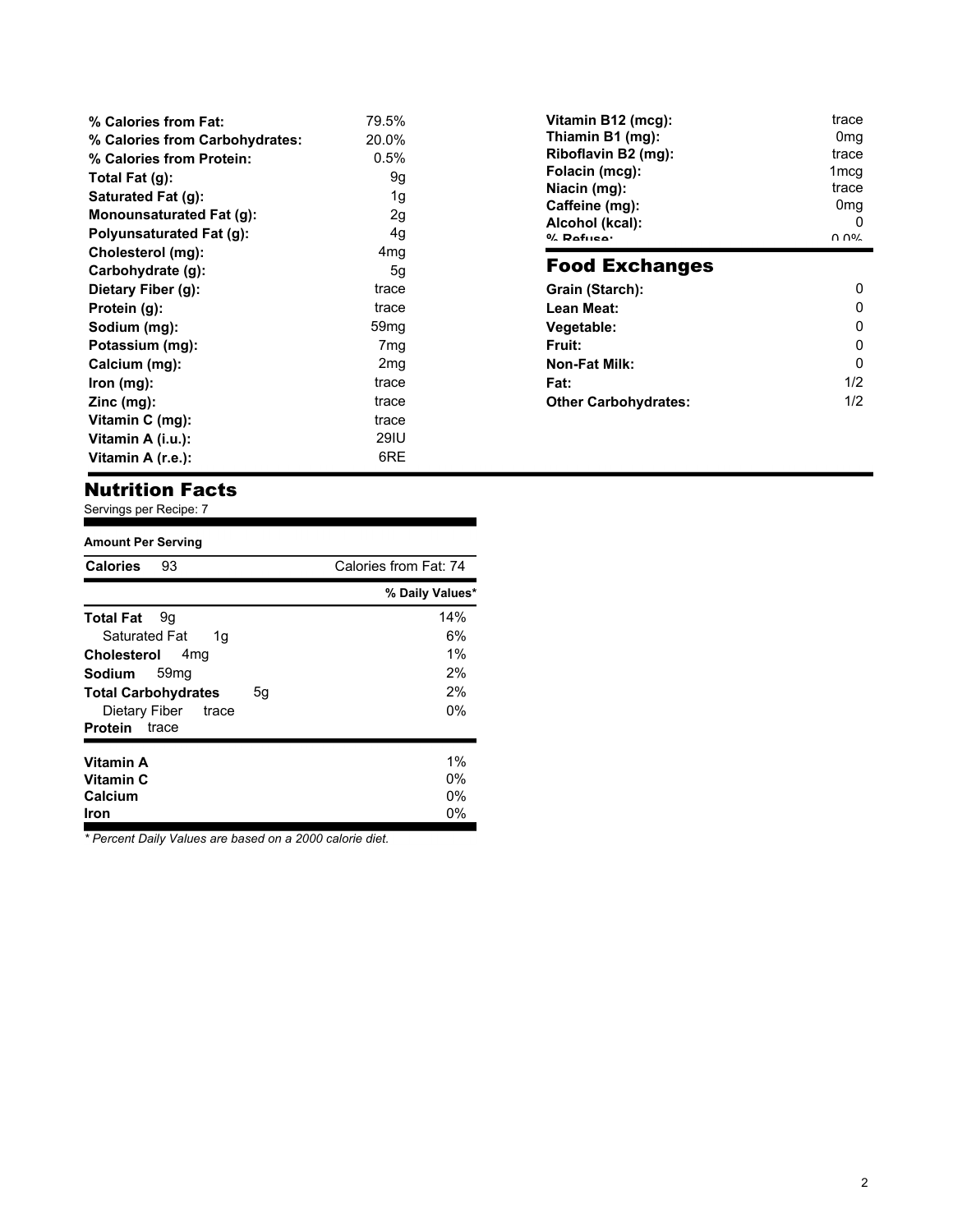| | |
|---|---|
| **% Calories from Fat:** | 79.5% |
| **% Calories from Carbohydrates:** | 20.0% |
| **% Calories from Protein:** | 0.5% |
| **Total Fat (g):** | 9g |
| **Saturated Fat (g):** | 1g |
| **Monounsaturated Fat (g):** | 2g |
| **Polyunsaturated Fat (g):** | 4g |
| **Cholesterol (mg):** | 4mg |
| **Carbohydrate (g):** | 5g |
| **Dietary Fiber (g):** | trace |
| **Protein (g):** | trace |
| **Sodium (mg):** | 59mg |
| **Potassium (mg):** | 7mg |
| **Calcium (mg):** | 2mg |
| **Iron (mg):** | trace |
| **Zinc (mg):** | trace |
| **Vitamin C (mg):** | trace |
| **Vitamin A (i.u.):** | 29IU |
| **Vitamin A (r.e.):** | 6RE |
| **Vitamin B12 (mcg):** | trace |
| **Thiamin B1 (mg):** | 0mg |
| **Riboflavin B2 (mg):** | trace |
| **Folacin (mcg):** | 1mcg |
| **Niacin (mg):** | trace |
| **Caffeine (mg):** | 0mg |
| **Alcohol (kcal):** | 0 |
| **% Refuse:** | 0.0% |

## Food Exchanges

| | |
|---|---|
| **Grain (Starch):** | 0 |
| **Lean Meat:** | 0 |
| **Vegetable:** | 0 |
| **Fruit:** | 0 |
| **Non-Fat Milk:** | 0 |
| **Fat:** | 1/2 |
| **Other Carbohydrates:** | 1/2 |

## Nutrition Facts

Servings per Recipe: 7

**Amount Per Serving**

**Calories** 93 — Calories from Fat: 74

| | % Daily Values* |
|---|---|
| **Total Fat** 9g | 14% |
| Saturated Fat 1g | 6% |
| **Cholesterol** 4mg | 1% |
| **Sodium** 59mg | 2% |
| **Total Carbohydrates** 5g | 2% |
| Dietary Fiber trace | 0% |
| **Protein** trace | |
| **Vitamin A** | 1% |
| **Vitamin C** | 0% |
| **Calcium** | 0% |
| **Iron** | 0% |

*\* Percent Daily Values are based on a 2000 calorie diet.*